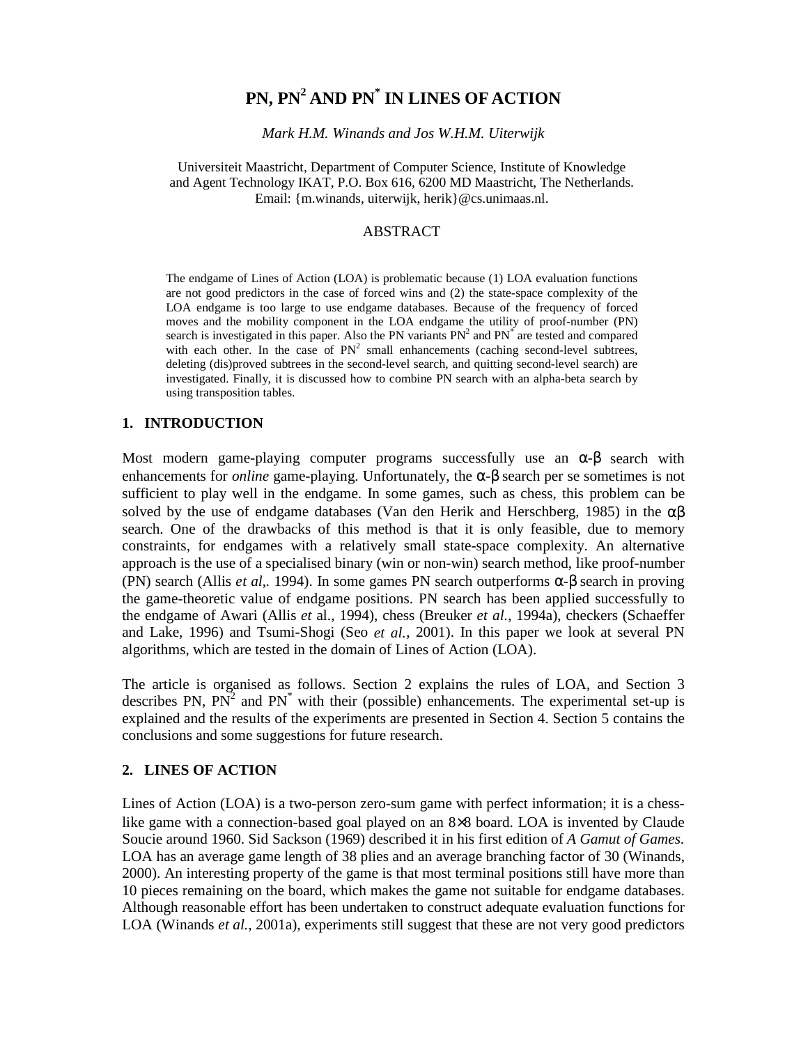# PN, $PN^2$ AND $PN^*$ IN LINES OF ACTION

*Mark H.M. Winands and Jos W.H.M. Uiterwijk*

Universiteit Maastricht, Department of Computer Science, Institute of Knowledge and Agent Technology IKAT, P.O. Box 616, 6200 MD Maastricht, The Netherlands.
Email: {m.winands, uiterwijk, herik}@cs.unimaas.nl.

## ABSTRACT

The endgame of Lines of Action (LOA) is problematic because (1) LOA evaluation functions are not good predictors in the case of forced wins and (2) the state-space complexity of the LOA endgame is too large to use endgame databases. Because of the frequency of forced moves and the mobility component in the LOA endgame the utility of proof-number (PN) search is investigated in this paper. Also the PN variants $PN^2$ and $PN^*$ are tested and compared with each other. In the case of $PN^2$ small enhancements (caching second-level subtrees, deleting (dis)proved subtrees in the second-level search, and quitting second-level search) are investigated. Finally, it is discussed how to combine PN search with an alpha-beta search by using transposition tables.

## 1. INTRODUCTION

Most modern game-playing computer programs successfully use an α-β search with enhancements for *online* game-playing. Unfortunately, the α-β search per se sometimes is not sufficient to play well in the endgame. In some games, such as chess, this problem can be solved by the use of endgame databases (Van den Herik and Herschberg, 1985) in the αβ search. One of the drawbacks of this method is that it is only feasible, due to memory constraints, for endgames with a relatively small state-space complexity. An alternative approach is the use of a specialised binary (win or non-win) search method, like proof-number (PN) search (Allis *et al*,. 1994). In some games PN search outperforms α-β search in proving the game-theoretic value of endgame positions. PN search has been applied successfully to the endgame of Awari (Allis *et* al., 1994), chess (Breuker *et al.*, 1994a), checkers (Schaeffer and Lake, 1996) and Tsumi-Shogi (Seo *et al.*, 2001). In this paper we look at several PN algorithms, which are tested in the domain of Lines of Action (LOA).

The article is organised as follows. Section 2 explains the rules of LOA, and Section 3 describes PN, $PN^2$ and $PN^*$ with their (possible) enhancements. The experimental set-up is explained and the results of the experiments are presented in Section 4. Section 5 contains the conclusions and some suggestions for future research.

## 2. LINES OF ACTION

Lines of Action (LOA) is a two-person zero-sum game with perfect information; it is a chess-like game with a connection-based goal played on an 8×8 board. LOA is invented by Claude Soucie around 1960. Sid Sackson (1969) described it in his first edition of *A Gamut of Games.* LOA has an average game length of 38 plies and an average branching factor of 30 (Winands, 2000). An interesting property of the game is that most terminal positions still have more than 10 pieces remaining on the board, which makes the game not suitable for endgame databases. Although reasonable effort has been undertaken to construct adequate evaluation functions for LOA (Winands *et al.*, 2001a), experiments still suggest that these are not very good predictors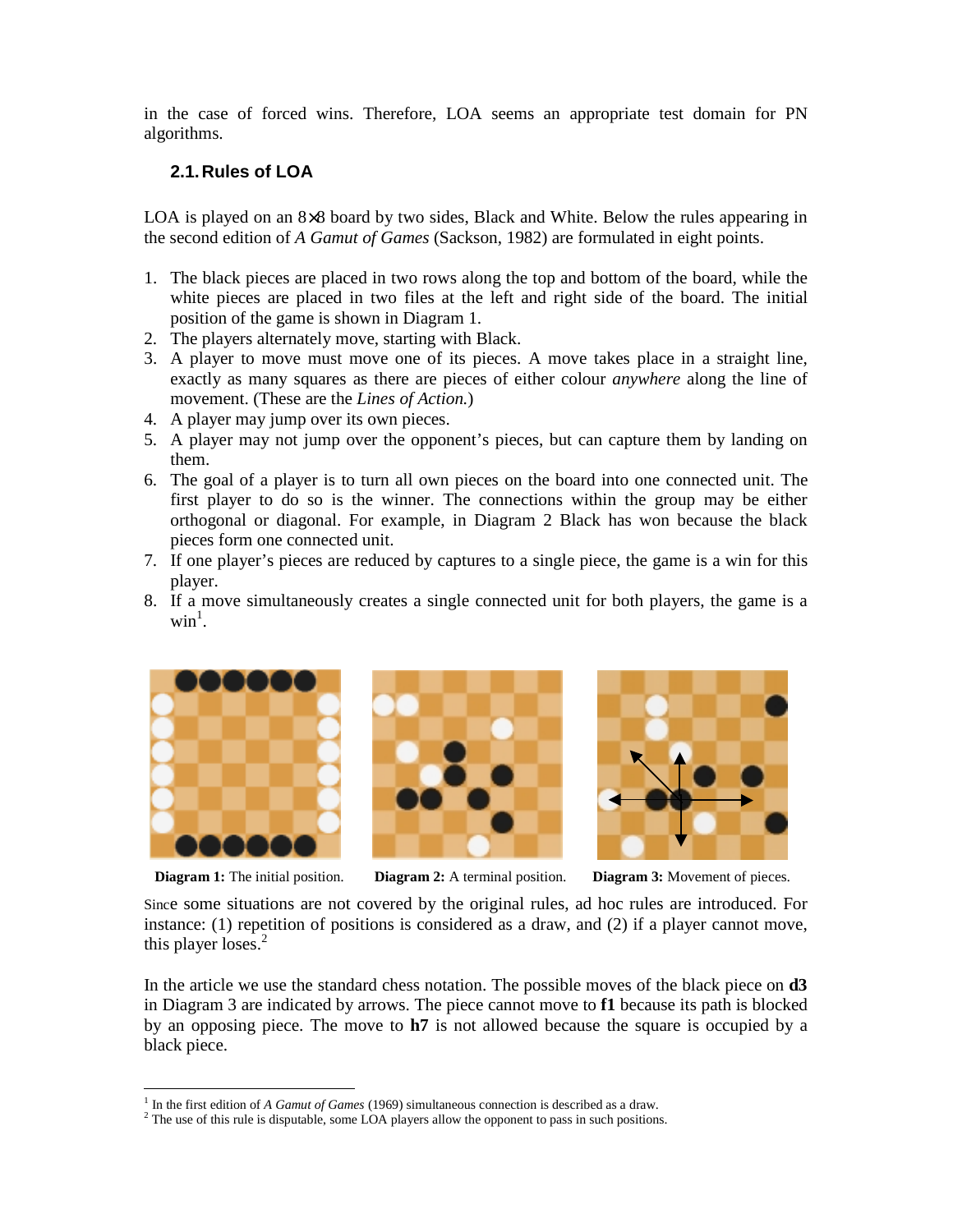in the case of forced wins. Therefore, LOA seems an appropriate test domain for PN algorithms.

## 2.1. Rules of LOA

LOA is played on an 8×8 board by two sides, Black and White. Below the rules appearing in the second edition of *A Gamut of Games* (Sackson, 1982) are formulated in eight points.

1. The black pieces are placed in two rows along the top and bottom of the board, while the white pieces are placed in two files at the left and right side of the board. The initial position of the game is shown in Diagram 1.
2. The players alternately move, starting with Black.
3. A player to move must move one of its pieces. A move takes place in a straight line, exactly as many squares as there are pieces of either colour *anywhere* along the line of movement. (These are the *Lines of Action.*)
4. A player may jump over its own pieces.
5. A player may not jump over the opponent's pieces, but can capture them by landing on them.
6. The goal of a player is to turn all own pieces on the board into one connected unit. The first player to do so is the winner. The connections within the group may be either orthogonal or diagonal. For example, in Diagram 2 Black has won because the black pieces form one connected unit.
7. If one player's pieces are reduced by captures to a single piece, the game is a win for this player.
8. If a move simultaneously creates a single connected unit for both players, the game is a win[1].

**Diagram 1:** The initial position. **Diagram 2:** A terminal position. **Diagram 3:** Movement of pieces.

Since some situations are not covered by the original rules, ad hoc rules are introduced. For instance: (1) repetition of positions is considered as a draw, and (2) if a player cannot move, this player loses.[2]

In the article we use the standard chess notation. The possible moves of the black piece on **d3** in Diagram 3 are indicated by arrows. The piece cannot move to **f1** because its path is blocked by an opposing piece. The move to **h7** is not allowed because the square is occupied by a black piece.

---

[1] In the first edition of *A Gamut of Games* (1969) simultaneous connection is described as a draw.

[2] The use of this rule is disputable, some LOA players allow the opponent to pass in such positions.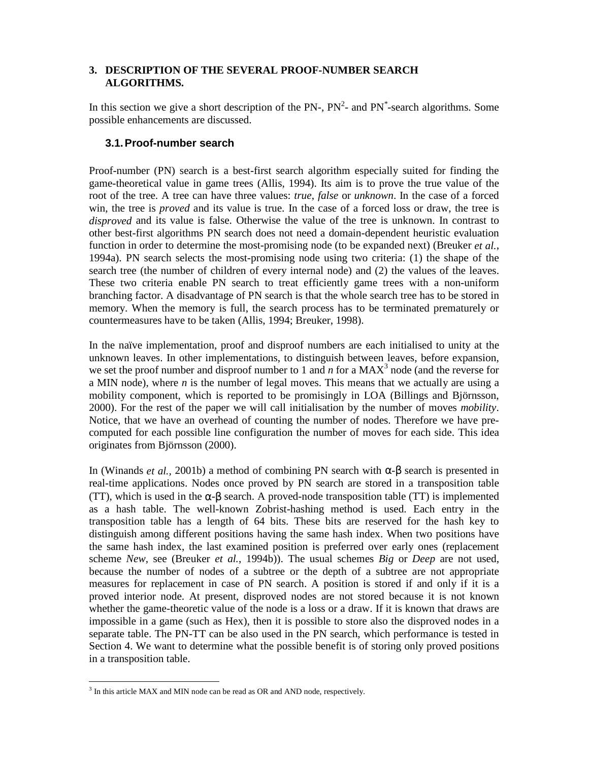## 3. DESCRIPTION OF THE SEVERAL PROOF-NUMBER SEARCH ALGORITHMS.

In this section we give a short description of the PN-, $PN^2$- and $PN^*$-search algorithms. Some possible enhancements are discussed.

### 3.1. Proof-number search

Proof-number (PN) search is a best-first search algorithm especially suited for finding the game-theoretical value in game trees (Allis, 1994). Its aim is to prove the true value of the root of the tree. A tree can have three values: *true*, *false* or *unknown*. In the case of a forced win, the tree is *proved* and its value is true. In the case of a forced loss or draw, the tree is *disproved* and its value is false. Otherwise the value of the tree is unknown. In contrast to other best-first algorithms PN search does not need a domain-dependent heuristic evaluation function in order to determine the most-promising node (to be expanded next) (Breuker *et al.*, 1994a). PN search selects the most-promising node using two criteria: (1) the shape of the search tree (the number of children of every internal node) and (2) the values of the leaves. These two criteria enable PN search to treat efficiently game trees with a non-uniform branching factor. A disadvantage of PN search is that the whole search tree has to be stored in memory. When the memory is full, the search process has to be terminated prematurely or countermeasures have to be taken (Allis, 1994; Breuker, 1998).

In the naïve implementation, proof and disproof numbers are each initialised to unity at the unknown leaves. In other implementations, to distinguish between leaves, before expansion, we set the proof number and disproof number to 1 and *n* for a MAX[3] node (and the reverse for a MIN node), where *n* is the number of legal moves. This means that we actually are using a mobility component, which is reported to be promisingly in LOA (Billings and Björnsson, 2000). For the rest of the paper we will call initialisation by the number of moves *mobility*. Notice, that we have an overhead of counting the number of nodes. Therefore we have pre-computed for each possible line configuration the number of moves for each side. This idea originates from Björnsson (2000).

In (Winands *et al.,* 2001b) a method of combining PN search with α-β search is presented in real-time applications. Nodes once proved by PN search are stored in a transposition table (TT), which is used in the α-β search. A proved-node transposition table (TT) is implemented as a hash table. The well-known Zobrist-hashing method is used. Each entry in the transposition table has a length of 64 bits. These bits are reserved for the hash key to distinguish among different positions having the same hash index. When two positions have the same hash index, the last examined position is preferred over early ones (replacement scheme *New*, see (Breuker *et al.*, 1994b)). The usual schemes *Big* or *Deep* are not used, because the number of nodes of a subtree or the depth of a subtree are not appropriate measures for replacement in case of PN search. A position is stored if and only if it is a proved interior node. At present, disproved nodes are not stored because it is not known whether the game-theoretic value of the node is a loss or a draw. If it is known that draws are impossible in a game (such as Hex), then it is possible to store also the disproved nodes in a separate table. The PN-TT can be also used in the PN search, which performance is tested in Section 4. We want to determine what the possible benefit is of storing only proved positions in a transposition table.

[3] In this article MAX and MIN node can be read as OR and AND node, respectively.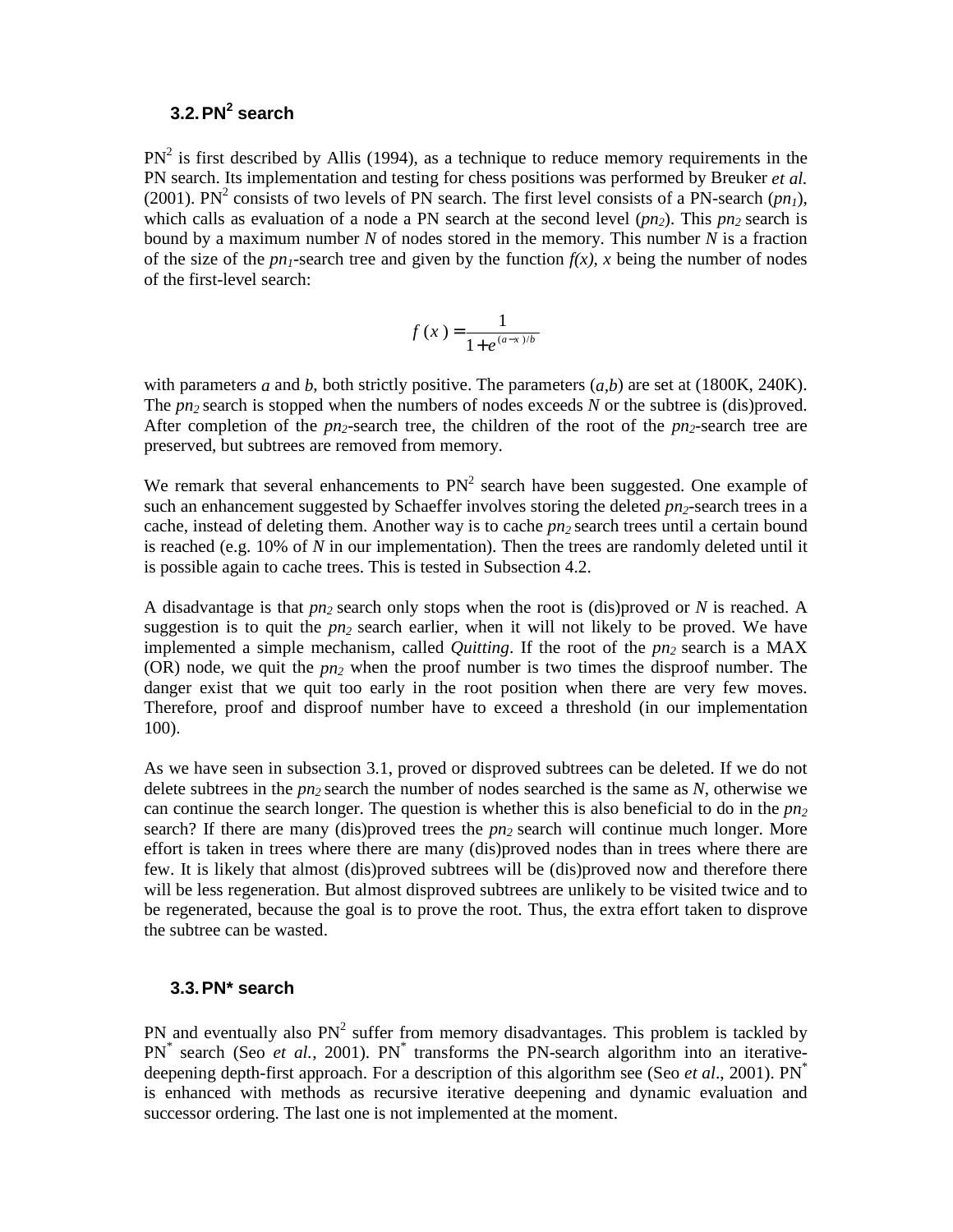### 3.2. PN$^2$ search

PN$^2$ is first described by Allis (1994), as a technique to reduce memory requirements in the PN search. Its implementation and testing for chess positions was performed by Breuker *et al.* (2001). PN$^2$ consists of two levels of PN search. The first level consists of a PN-search ($pn_1$), which calls as evaluation of a node a PN search at the second level ($pn_2$). This $pn_2$ search is bound by a maximum number $N$ of nodes stored in the memory. This number $N$ is a fraction of the size of the $pn_1$-search tree and given by the function $f(x)$, $x$ being the number of nodes of the first-level search:

$$f(x) = \frac{1}{1 + e^{(a-x)/b}}$$

with parameters $a$ and $b$, both strictly positive. The parameters $(a,b)$ are set at (1800K, 240K). The $pn_2$ search is stopped when the numbers of nodes exceeds $N$ or the subtree is (dis)proved. After completion of the $pn_2$-search tree, the children of the root of the $pn_2$-search tree are preserved, but subtrees are removed from memory.

We remark that several enhancements to PN$^2$ search have been suggested. One example of such an enhancement suggested by Schaeffer involves storing the deleted $pn_2$-search trees in a cache, instead of deleting them. Another way is to cache $pn_2$ search trees until a certain bound is reached (e.g. 10% of $N$ in our implementation). Then the trees are randomly deleted until it is possible again to cache trees. This is tested in Subsection 4.2.

A disadvantage is that $pn_2$ search only stops when the root is (dis)proved or $N$ is reached. A suggestion is to quit the $pn_2$ search earlier, when it will not likely to be proved. We have implemented a simple mechanism, called *Quitting*. If the root of the $pn_2$ search is a MAX (OR) node, we quit the $pn_2$ when the proof number is two times the disproof number. The danger exist that we quit too early in the root position when there are very few moves. Therefore, proof and disproof number have to exceed a threshold (in our implementation 100).

As we have seen in subsection 3.1, proved or disproved subtrees can be deleted. If we do not delete subtrees in the $pn_2$ search the number of nodes searched is the same as $N$, otherwise we can continue the search longer. The question is whether this is also beneficial to do in the $pn_2$ search? If there are many (dis)proved trees the $pn_2$ search will continue much longer. More effort is taken in trees where there are many (dis)proved nodes than in trees where there are few. It is likely that almost (dis)proved subtrees will be (dis)proved now and therefore there will be less regeneration. But almost disproved subtrees are unlikely to be visited twice and to be regenerated, because the goal is to prove the root. Thus, the extra effort taken to disprove the subtree can be wasted.

### 3.3. PN* search

PN and eventually also PN$^2$ suffer from memory disadvantages. This problem is tackled by PN$^*$ search (Seo *et al.*, 2001). PN$^*$ transforms the PN-search algorithm into an iterative-deepening depth-first approach. For a description of this algorithm see (Seo *et al*., 2001). PN$^*$ is enhanced with methods as recursive iterative deepening and dynamic evaluation and successor ordering. The last one is not implemented at the moment.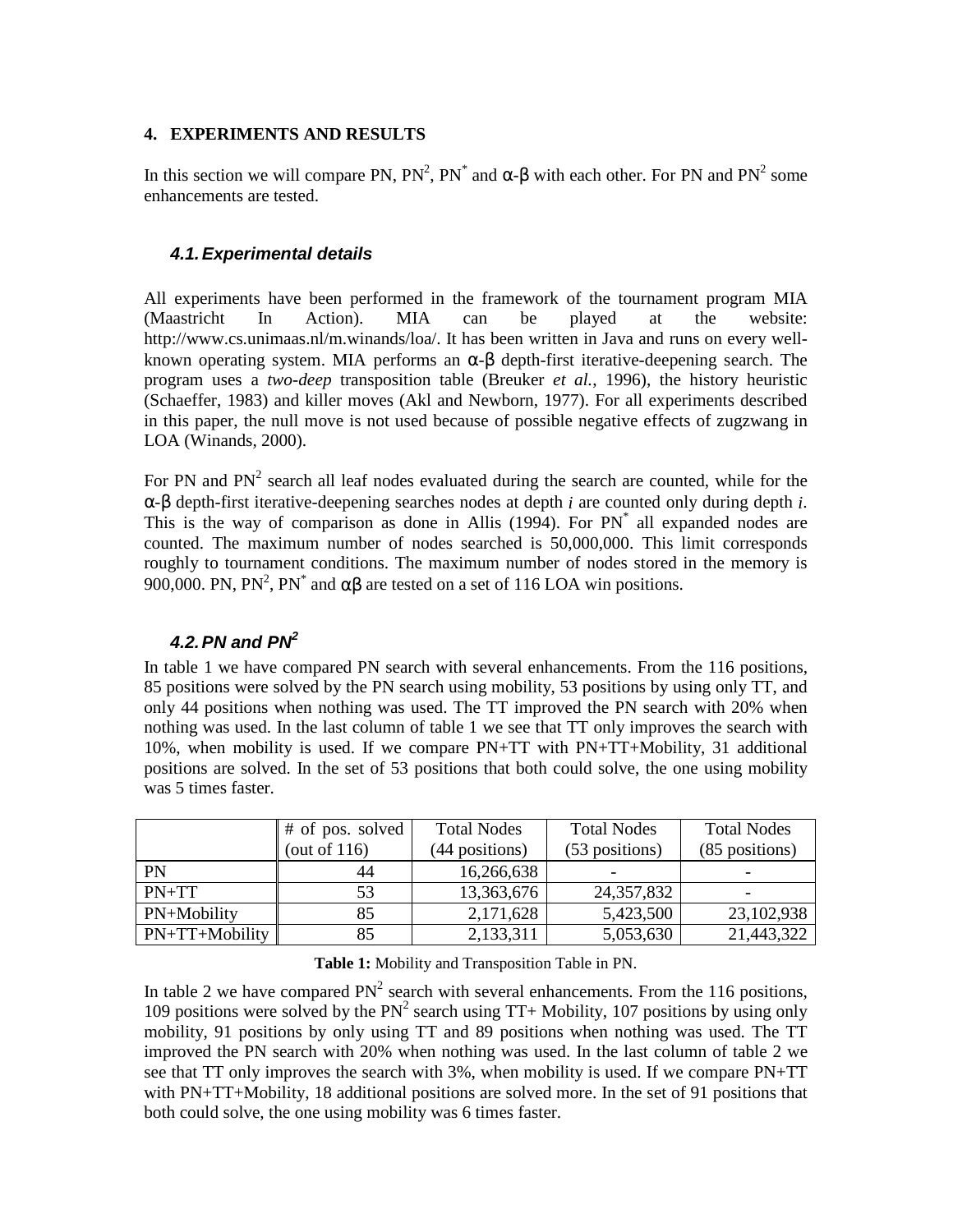## 4. EXPERIMENTS AND RESULTS

In this section we will compare PN, $PN^2$, $PN^*$ and α-β with each other. For PN and $PN^2$ some enhancements are tested.

### 4.1. Experimental details

All experiments have been performed in the framework of the tournament program MIA (Maastricht In Action). MIA can be played at the website: http://www.cs.unimaas.nl/m.winands/loa/. It has been written in Java and runs on every well-known operating system. MIA performs an α-β depth-first iterative-deepening search. The program uses a *two-deep* transposition table (Breuker *et al.*, 1996), the history heuristic (Schaeffer, 1983) and killer moves (Akl and Newborn, 1977). For all experiments described in this paper, the null move is not used because of possible negative effects of zugzwang in LOA (Winands, 2000).

For PN and $PN^2$ search all leaf nodes evaluated during the search are counted, while for the α-β depth-first iterative-deepening searches nodes at depth $i$ are counted only during depth $i$. This is the way of comparison as done in Allis (1994). For $PN^*$ all expanded nodes are counted. The maximum number of nodes searched is 50,000,000. This limit corresponds roughly to tournament conditions. The maximum number of nodes stored in the memory is 900,000. PN, $PN^2$, $PN^*$ and αβ are tested on a set of 116 LOA win positions.

### 4.2. PN and $PN^2$

In table 1 we have compared PN search with several enhancements. From the 116 positions, 85 positions were solved by the PN search using mobility, 53 positions by using only TT, and only 44 positions when nothing was used. The TT improved the PN search with 20% when nothing was used. In the last column of table 1 we see that TT only improves the search with 10%, when mobility is used. If we compare PN+TT with PN+TT+Mobility, 31 additional positions are solved. In the set of 53 positions that both could solve, the one using mobility was 5 times faster.

| | # of pos. solved (out of 116) | Total Nodes (44 positions) | Total Nodes (53 positions) | Total Nodes (85 positions) |
|---|---|---|---|---|
| PN | 44 | 16,266,638 | - | - |
| PN+TT | 53 | 13,363,676 | 24,357,832 | - |
| PN+Mobility | 85 | 2,171,628 | 5,423,500 | 23,102,938 |
| PN+TT+Mobility | 85 | 2,133,311 | 5,053,630 | 21,443,322 |

**Table 1:** Mobility and Transposition Table in PN.

In table 2 we have compared $PN^2$ search with several enhancements. From the 116 positions, 109 positions were solved by the $PN^2$ search using TT+ Mobility, 107 positions by using only mobility, 91 positions by only using TT and 89 positions when nothing was used. The TT improved the PN search with 20% when nothing was used. In the last column of table 2 we see that TT only improves the search with 3%, when mobility is used. If we compare PN+TT with PN+TT+Mobility, 18 additional positions are solved more. In the set of 91 positions that both could solve, the one using mobility was 6 times faster.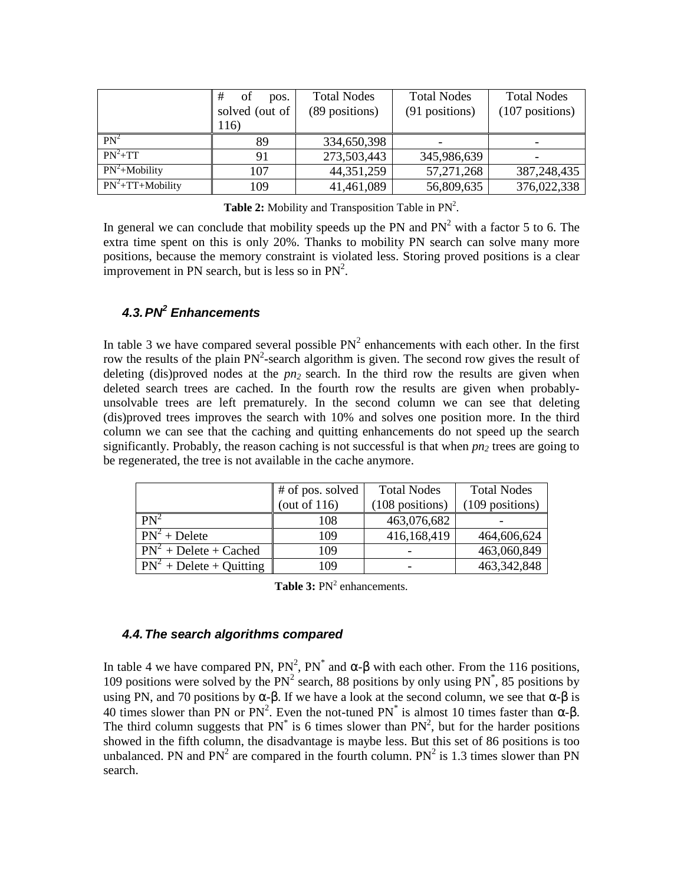|  | # of pos. solved (out of 116) | Total Nodes (89 positions) | Total Nodes (91 positions) | Total Nodes (107 positions) |
|---|---|---|---|---|
| $PN^2$ | 89 | 334,650,398 | - | - |
| $PN^2$+TT | 91 | 273,503,443 | 345,986,639 | - |
| $PN^2$+Mobility | 107 | 44,351,259 | 57,271,268 | 387,248,435 |
| $PN^2$+TT+Mobility | 109 | 41,461,089 | 56,809,635 | 376,022,338 |

**Table 2:** Mobility and Transposition Table in $PN^2$.

In general we can conclude that mobility speeds up the PN and $PN^2$ with a factor 5 to 6. The extra time spent on this is only 20%. Thanks to mobility PN search can solve many more positions, because the memory constraint is violated less. Storing proved positions is a clear improvement in PN search, but is less so in $PN^2$.

### 4.3. $PN^2$ Enhancements

In table 3 we have compared several possible $PN^2$ enhancements with each other. In the first row the results of the plain $PN^2$-search algorithm is given. The second row gives the result of deleting (dis)proved nodes at the $pn_2$ search. In the third row the results are given when deleted search trees are cached. In the fourth row the results are given when probably-unsolvable trees are left prematurely. In the second column we can see that deleting (dis)proved trees improves the search with 10% and solves one position more. In the third column we can see that the caching and quitting enhancements do not speed up the search significantly. Probably, the reason caching is not successful is that when $pn_2$ trees are going to be regenerated, the tree is not available in the cache anymore.

|  | # of pos. solved (out of 116) | Total Nodes (108 positions) | Total Nodes (109 positions) |
|---|---|---|---|
| $PN^2$ | 108 | 463,076,682 | - |
| $PN^2$ + Delete | 109 | 416,168,419 | 464,606,624 |
| $PN^2$ + Delete + Cached | 109 | - | 463,060,849 |
| $PN^2$ + Delete + Quitting | 109 | - | 463,342,848 |

**Table 3:** $PN^2$ enhancements.

### 4.4. The search algorithms compared

In table 4 we have compared PN, $PN^2$, $PN^*$ and α-β with each other. From the 116 positions, 109 positions were solved by the $PN^2$ search, 88 positions by only using $PN^*$, 85 positions by using PN, and 70 positions by α-β. If we have a look at the second column, we see that α-β is 40 times slower than PN or $PN^2$. Even the not-tuned $PN^*$ is almost 10 times faster than α-β. The third column suggests that $PN^*$ is 6 times slower than $PN^2$, but for the harder positions showed in the fifth column, the disadvantage is maybe less. But this set of 86 positions is too unbalanced. PN and $PN^2$ are compared in the fourth column. $PN^2$ is 1.3 times slower than PN search.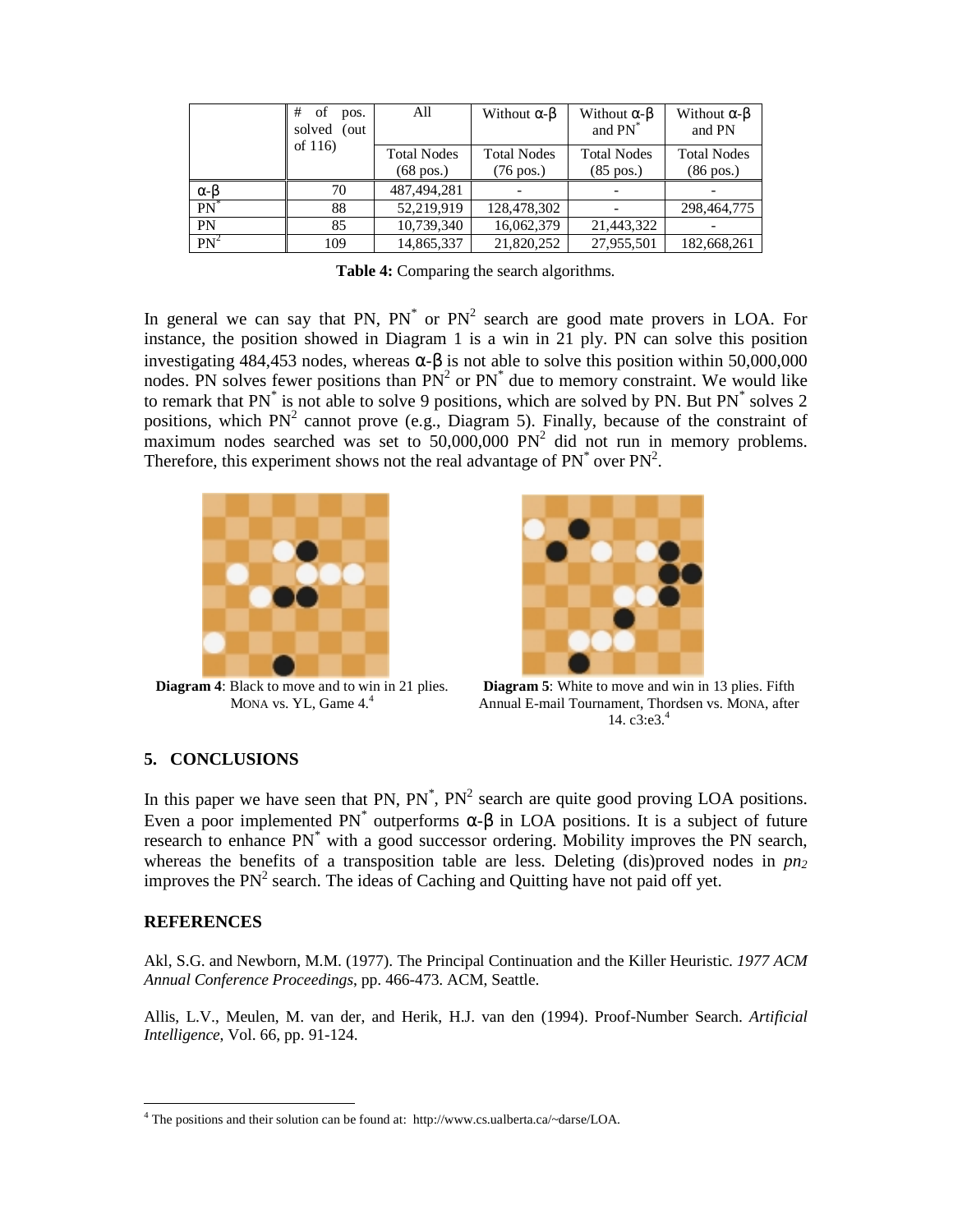| | # of pos. solved (out of 116) | All | Without α-β | Without α-β and PN* | Without α-β and PN |
|---|---|---|---|---|---|
| | | Total Nodes (68 pos.) | Total Nodes (76 pos.) | Total Nodes (85 pos.) | Total Nodes (86 pos.) |
| α-β | 70 | 487,494,281 | - | - | - |
| PN* | 88 | 52,219,919 | 128,478,302 | - | 298,464,775 |
| PN | 85 | 10,739,340 | 16,062,379 | 21,443,322 | - |
| $PN^2$ | 109 | 14,865,337 | 21,820,252 | 27,955,501 | 182,668,261 |

**Table 4:** Comparing the search algorithms.

In general we can say that PN, PN* or $PN^2$ search are good mate provers in LOA. For instance, the position showed in Diagram 1 is a win in 21 ply. PN can solve this position investigating 484,453 nodes, whereas α-β is not able to solve this position within 50,000,000 nodes. PN solves fewer positions than $PN^2$ or PN* due to memory constraint. We would like to remark that PN* is not able to solve 9 positions, which are solved by PN. But PN* solves 2 positions, which $PN^2$ cannot prove (e.g., Diagram 5). Finally, because of the constraint of maximum nodes searched was set to 50,000,000 $PN^2$ did not run in memory problems. Therefore, this experiment shows not the real advantage of PN* over $PN^2$.

**Diagram 4**: Black to move and to win in 21 plies. MONA vs. YL, Game 4.[4]

**Diagram 5**: White to move and win in 13 plies. Fifth Annual E-mail Tournament, Thordsen vs. MONA, after 14. c3:e3.[4]

## 5. CONCLUSIONS

In this paper we have seen that PN, PN*, $PN^2$ search are quite good proving LOA positions. Even a poor implemented PN* outperforms α-β in LOA positions. It is a subject of future research to enhance PN* with a good successor ordering. Mobility improves the PN search, whereas the benefits of a transposition table are less. Deleting (dis)proved nodes in $pn_2$ improves the $PN^2$ search. The ideas of Caching and Quitting have not paid off yet.

## REFERENCES

Akl, S.G. and Newborn, M.M. (1977). The Principal Continuation and the Killer Heuristic. *1977 ACM Annual Conference Proceedings*, pp. 466-473. ACM, Seattle.

Allis, L.V., Meulen, M. van der, and Herik, H.J. van den (1994). Proof-Number Search. *Artificial Intelligence*, Vol. 66, pp. 91-124.

[4] The positions and their solution can be found at: http://www.cs.ualberta.ca/~darse/LOA.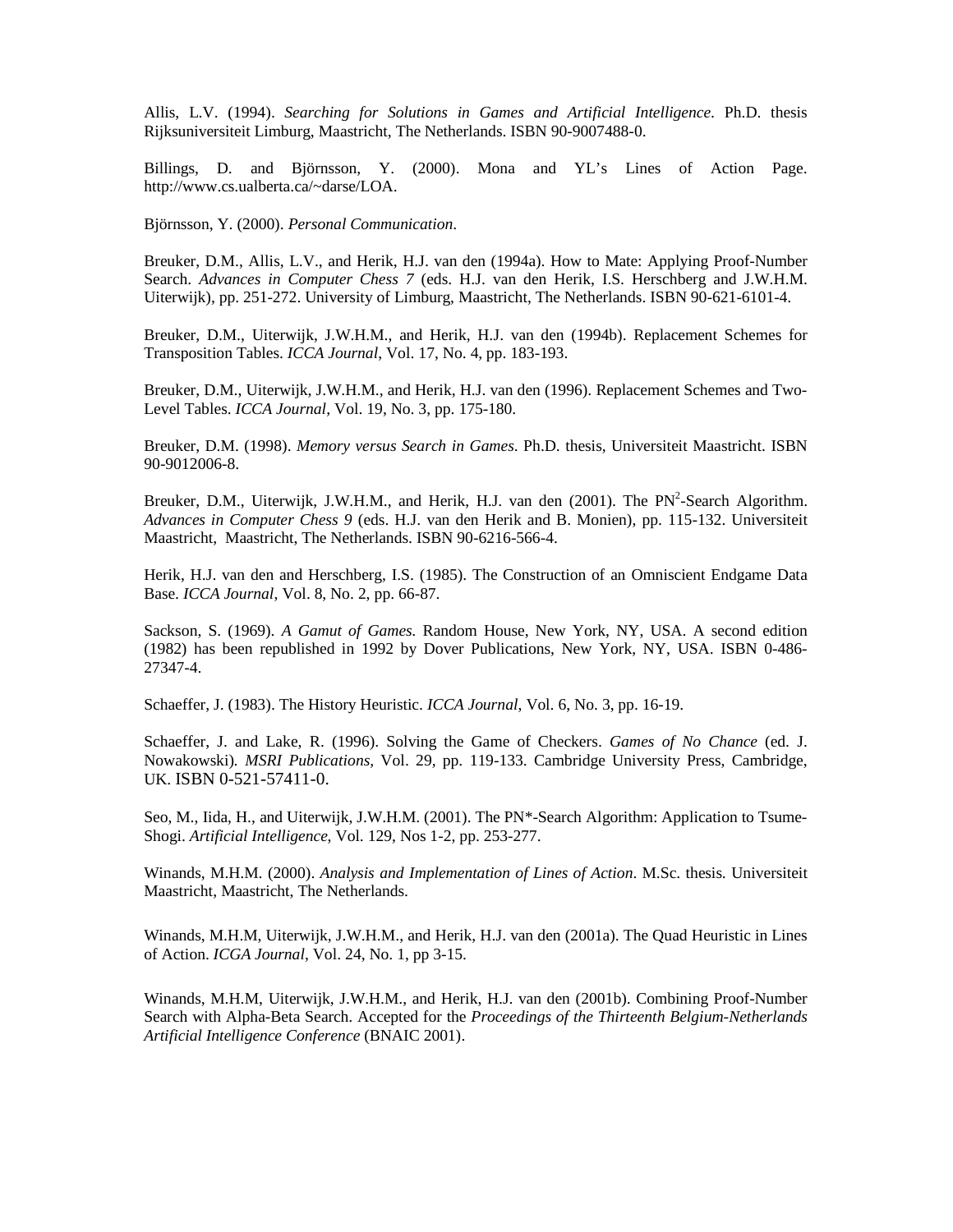Allis, L.V. (1994). *Searching for Solutions in Games and Artificial Intelligence*. Ph.D. thesis Rijksuniversiteit Limburg, Maastricht, The Netherlands. ISBN 90-9007488-0.

Billings, D. and Björnsson, Y. (2000). Mona and YL's Lines of Action Page. http://www.cs.ualberta.ca/~darse/LOA.

Björnsson, Y. (2000). *Personal Communication*.

Breuker, D.M., Allis, L.V., and Herik, H.J. van den (1994a). How to Mate: Applying Proof-Number Search. *Advances in Computer Chess 7* (eds. H.J. van den Herik, I.S. Herschberg and J.W.H.M. Uiterwijk), pp. 251-272. University of Limburg, Maastricht, The Netherlands. ISBN 90-621-6101-4.

Breuker, D.M., Uiterwijk, J.W.H.M., and Herik, H.J. van den (1994b). Replacement Schemes for Transposition Tables. *ICCA Journal*, Vol. 17, No. 4, pp. 183-193.

Breuker, D.M., Uiterwijk, J.W.H.M., and Herik, H.J. van den (1996). Replacement Schemes and Two-Level Tables. *ICCA Journal*, Vol. 19, No. 3, pp. 175-180.

Breuker, D.M. (1998). *Memory versus Search in Games*. Ph.D. thesis, Universiteit Maastricht. ISBN 90-9012006-8.

Breuker, D.M., Uiterwijk, J.W.H.M., and Herik, H.J. van den (2001). The $PN^2$-Search Algorithm. *Advances in Computer Chess 9* (eds. H.J. van den Herik and B. Monien), pp. 115-132. Universiteit Maastricht, Maastricht, The Netherlands. ISBN 90-6216-566-4.

Herik, H.J. van den and Herschberg, I.S. (1985). The Construction of an Omniscient Endgame Data Base. *ICCA Journal*, Vol. 8, No. 2, pp. 66-87.

Sackson, S. (1969). *A Gamut of Games.* Random House, New York, NY, USA. A second edition (1982) has been republished in 1992 by Dover Publications, New York, NY, USA. ISBN 0-486-27347-4.

Schaeffer, J. (1983). The History Heuristic. *ICCA Journal*, Vol. 6, No. 3, pp. 16-19.

Schaeffer, J. and Lake, R. (1996). Solving the Game of Checkers. *Games of No Chance* (ed. J. Nowakowski). *MSRI Publications*, Vol. 29, pp. 119-133. Cambridge University Press, Cambridge, UK. ISBN 0-521-57411-0.

Seo, M., Iida, H., and Uiterwijk, J.W.H.M. (2001). The PN*-Search Algorithm: Application to Tsume-Shogi. *Artificial Intelligence*, Vol. 129, Nos 1-2, pp. 253-277.

Winands, M.H.M. (2000). *Analysis and Implementation of Lines of Action*. M.Sc. thesis. Universiteit Maastricht, Maastricht, The Netherlands.

Winands, M.H.M, Uiterwijk, J.W.H.M., and Herik, H.J. van den (2001a). The Quad Heuristic in Lines of Action. *ICGA Journal*, Vol. 24, No. 1, pp 3-15.

Winands, M.H.M, Uiterwijk, J.W.H.M., and Herik, H.J. van den (2001b). Combining Proof-Number Search with Alpha-Beta Search. Accepted for the *Proceedings of the Thirteenth Belgium-Netherlands Artificial Intelligence Conference* (BNAIC 2001).